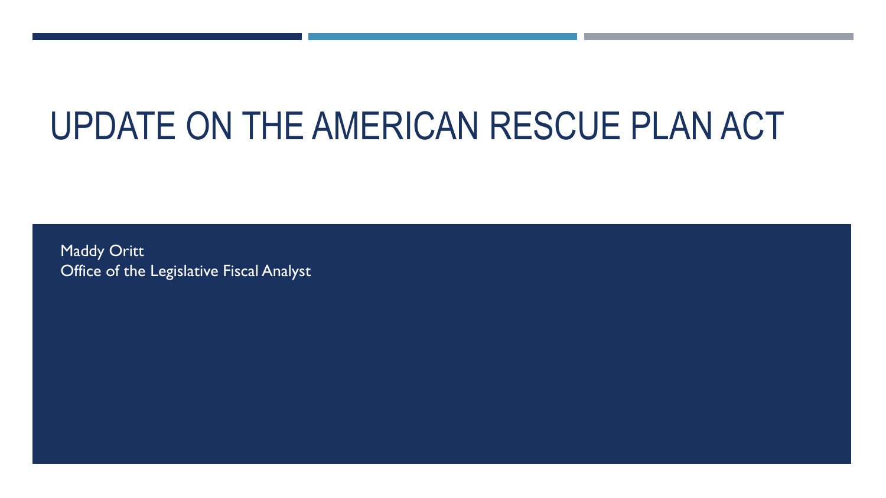# UPDATE ON THE AMERICAN RESCUE PLAN ACT

Maddy Oritt
Office of the Legislative Fiscal Analyst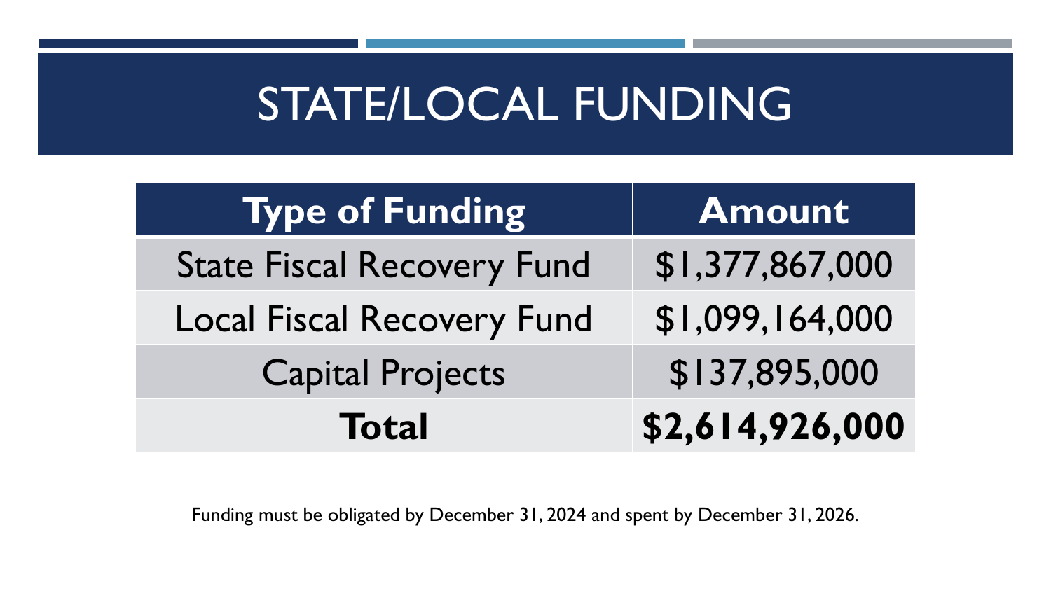# STATE/LOCAL FUNDING

| Type of Funding | Amount |
| --- | --- |
| State Fiscal Recovery Fund | $1,377,867,000 |
| Local Fiscal Recovery Fund | $1,099,164,000 |
| Capital Projects | $137,895,000 |
| **Total** | **$2,614,926,000** |

Funding must be obligated by December 31, 2024 and spent by December 31, 2026.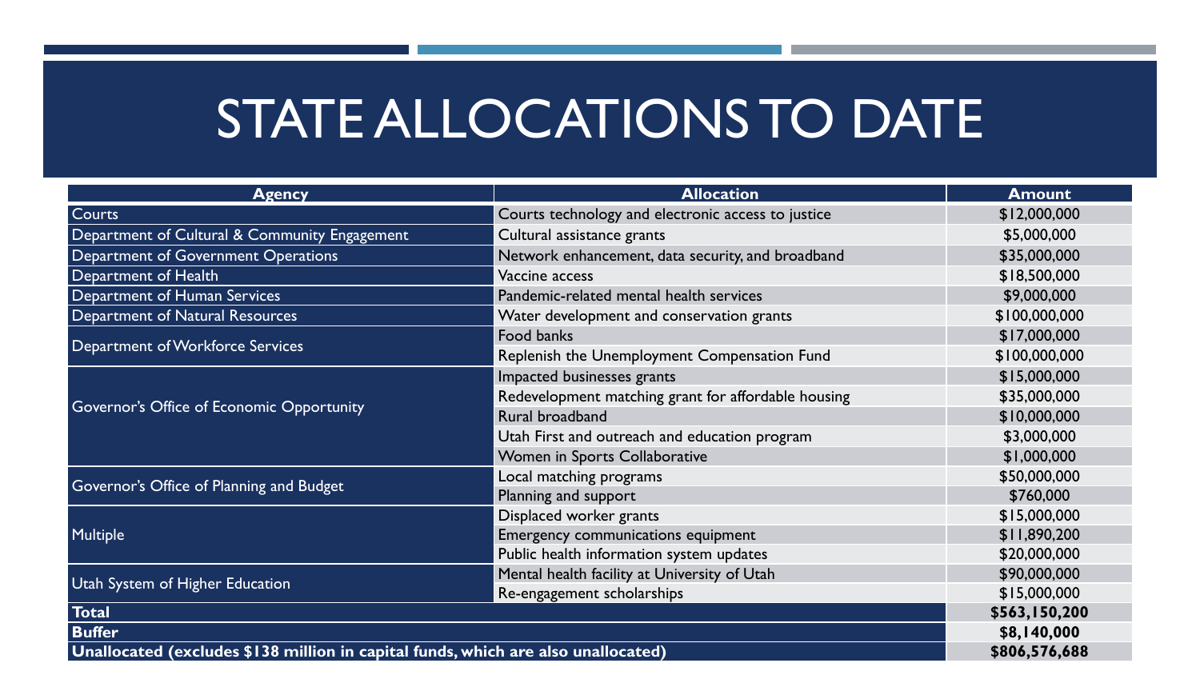# STATE ALLOCATIONS TO DATE

| Agency | Allocation | Amount |
|---|---|---|
| Courts | Courts technology and electronic access to justice | $12,000,000 |
| Department of Cultural & Community Engagement | Cultural assistance grants | $5,000,000 |
| Department of Government Operations | Network enhancement, data security, and broadband | $35,000,000 |
| Department of Health | Vaccine access | $18,500,000 |
| Department of Human Services | Pandemic-related mental health services | $9,000,000 |
| Department of Natural Resources | Water development and conservation grants | $100,000,000 |
| Department of Workforce Services | Food banks | $17,000,000 |
| | Replenish the Unemployment Compensation Fund | $100,000,000 |
| Governor's Office of Economic Opportunity | Impacted businesses grants | $15,000,000 |
| | Redevelopment matching grant for affordable housing | $35,000,000 |
| | Rural broadband | $10,000,000 |
| | Utah First and outreach and education program | $3,000,000 |
| | Women in Sports Collaborative | $1,000,000 |
| Governor's Office of Planning and Budget | Local matching programs | $50,000,000 |
| | Planning and support | $760,000 |
| Multiple | Displaced worker grants | $15,000,000 |
| | Emergency communications equipment | $11,890,200 |
| | Public health information system updates | $20,000,000 |
| Utah System of Higher Education | Mental health facility at University of Utah | $90,000,000 |
| | Re-engagement scholarships | $15,000,000 |
| **Total** | | **$563,150,200** |
| **Buffer** | | **$8,140,000** |
| **Unallocated (excludes $138 million in capital funds, which are also unallocated)** | | **$806,576,688** |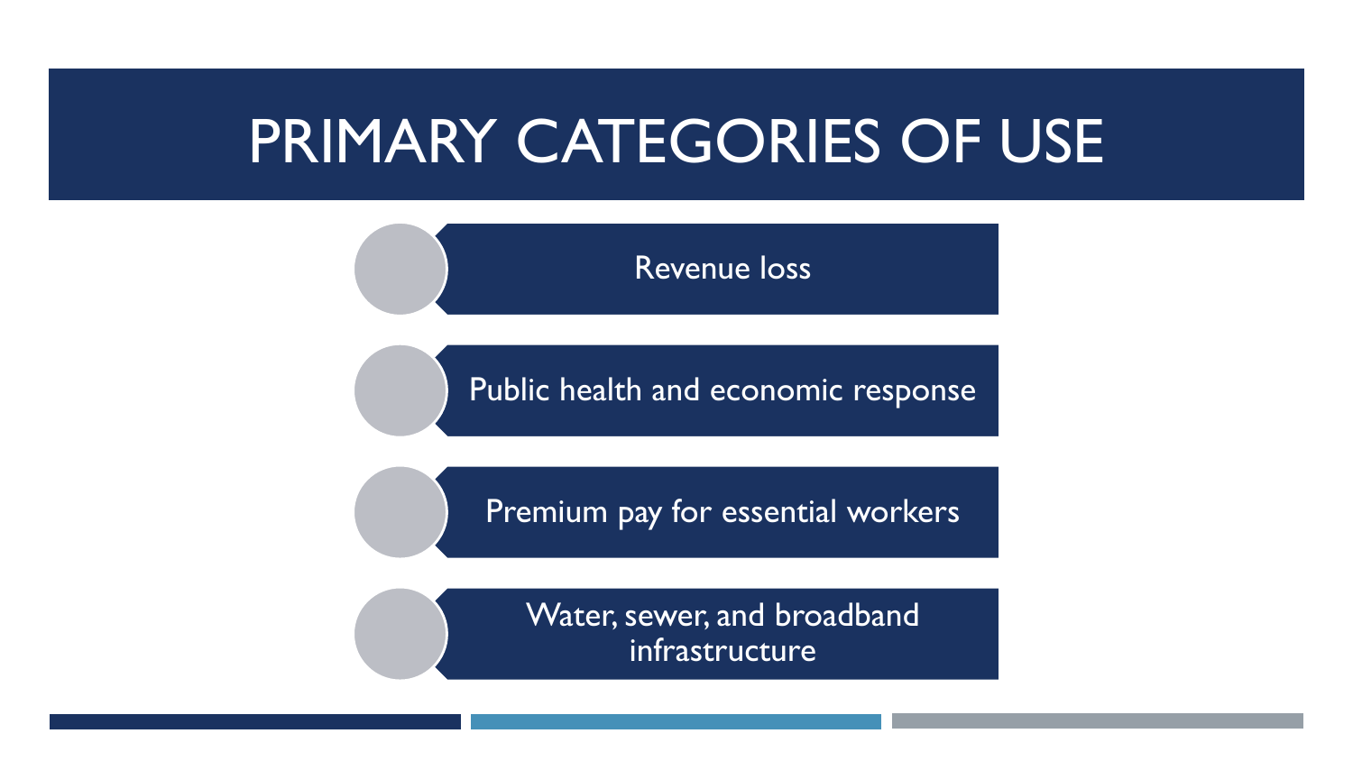# PRIMARY CATEGORIES OF USE

- Revenue loss
- Public health and economic response
- Premium pay for essential workers
- Water, sewer, and broadband infrastructure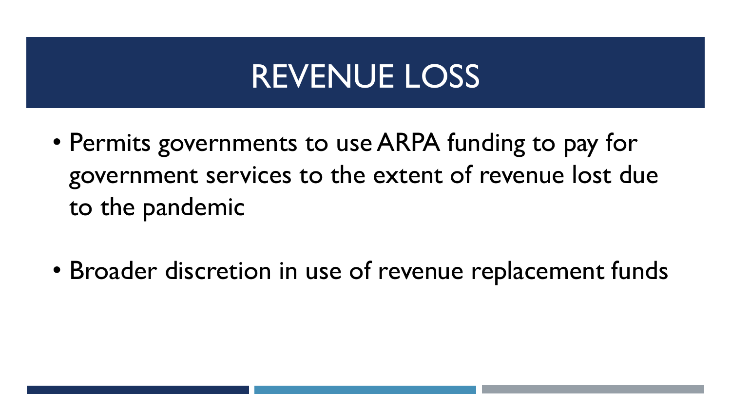# REVENUE LOSS

- Permits governments to use ARPA funding to pay for government services to the extent of revenue lost due to the pandemic
- Broader discretion in use of revenue replacement funds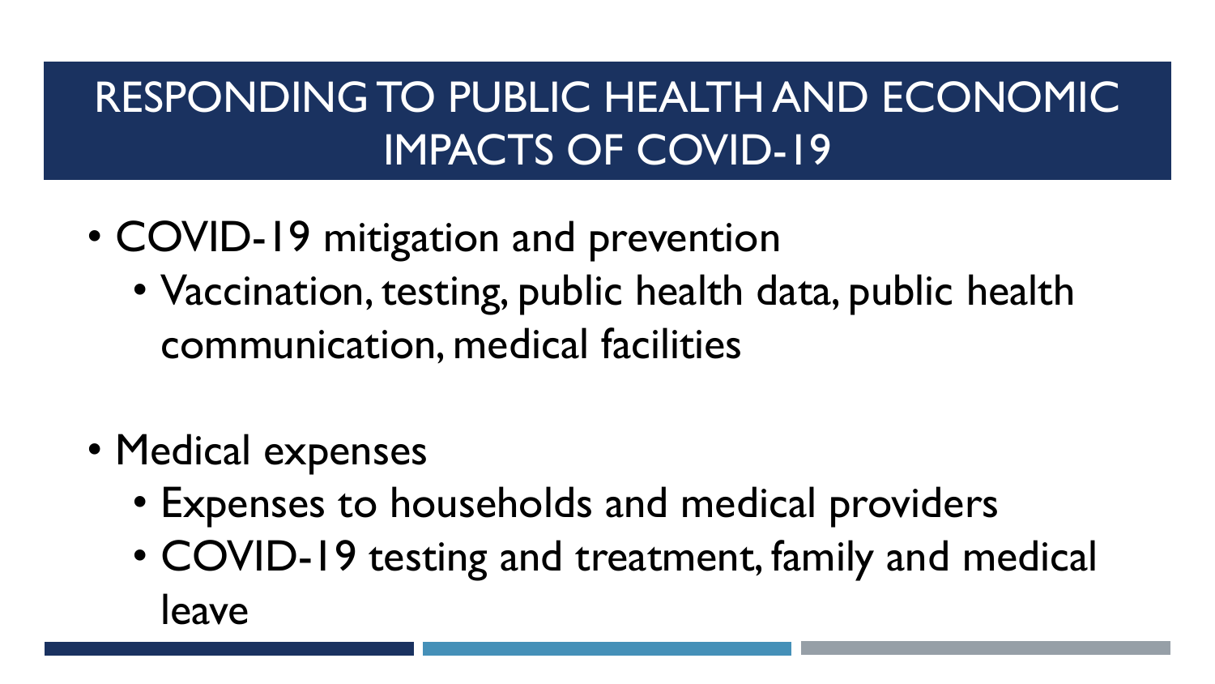# RESPONDING TO PUBLIC HEALTH AND ECONOMIC IMPACTS OF COVID-19

- COVID-19 mitigation and prevention
  - Vaccination, testing, public health data, public health communication, medical facilities

- Medical expenses
  - Expenses to households and medical providers
  - COVID-19 testing and treatment, family and medical leave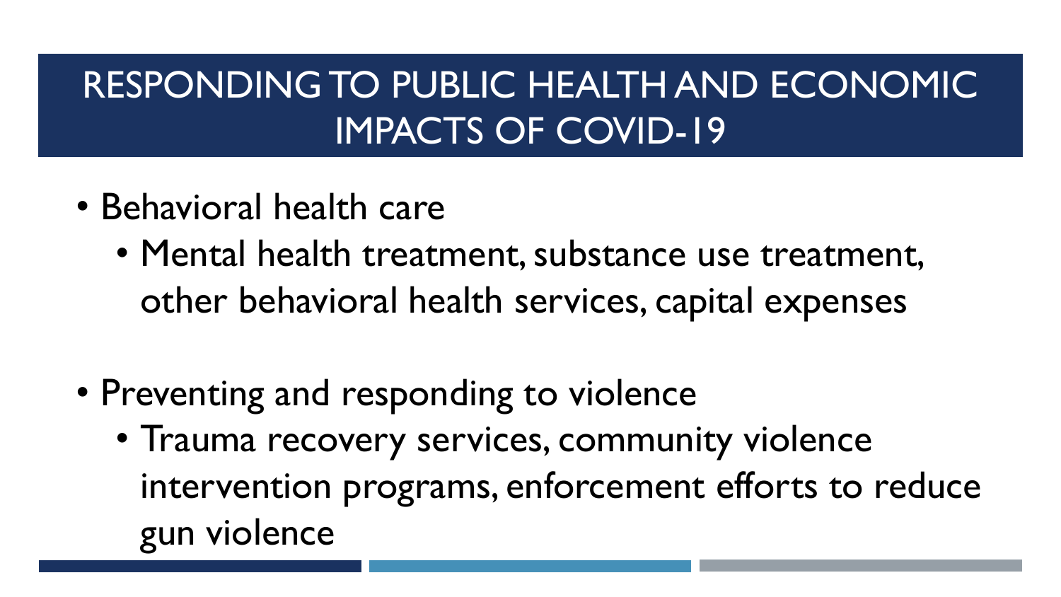# RESPONDING TO PUBLIC HEALTH AND ECONOMIC IMPACTS OF COVID-19

- Behavioral health care
  - Mental health treatment, substance use treatment, other behavioral health services, capital expenses

- Preventing and responding to violence
  - Trauma recovery services, community violence intervention programs, enforcement efforts to reduce gun violence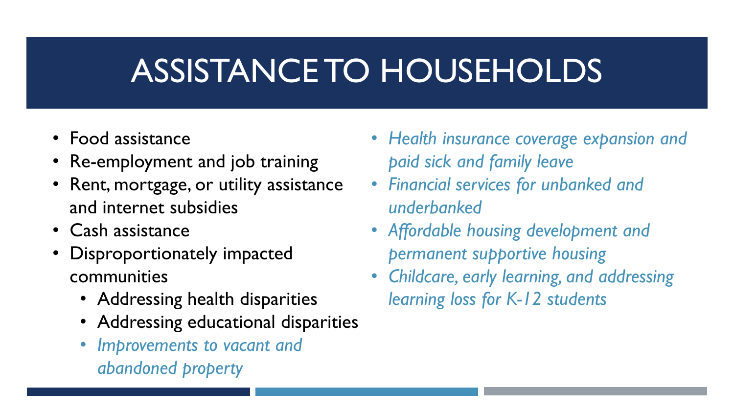# ASSISTANCE TO HOUSEHOLDS

- Food assistance
- Re-employment and job training
- Rent, mortgage, or utility assistance and internet subsidies
- Cash assistance
- Disproportionately impacted communities
  - Addressing health disparities
  - Addressing educational disparities
  - *Improvements to vacant and abandoned property*
- *Health insurance coverage expansion and paid sick and family leave*
- *Financial services for unbanked and underbanked*
- *Affordable housing development and permanent supportive housing*
- *Childcare, early learning, and addressing learning loss for K-12 students*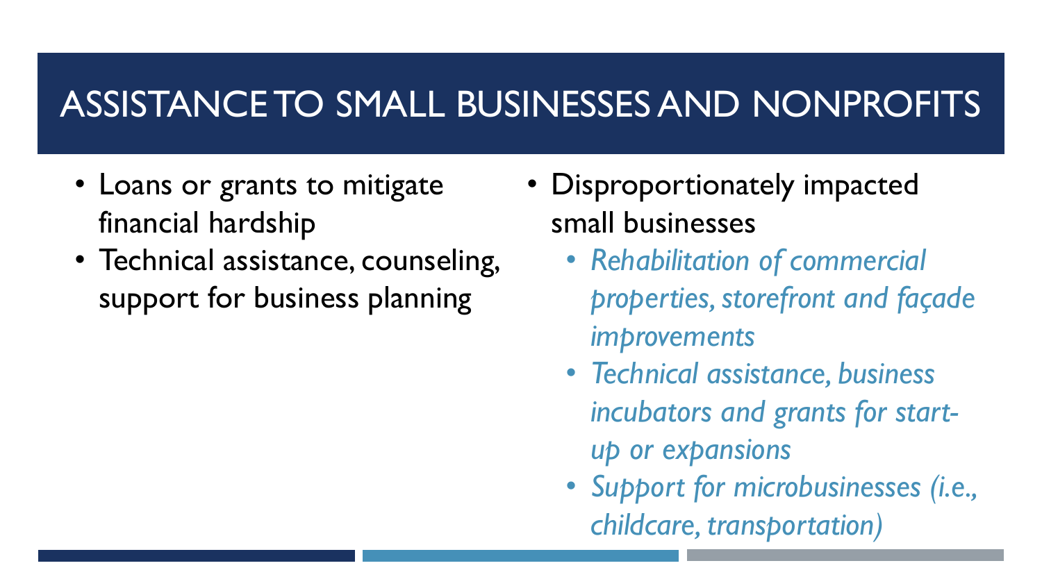# ASSISTANCE TO SMALL BUSINESSES AND NONPROFITS

- Loans or grants to mitigate financial hardship
- Technical assistance, counseling, support for business planning

- Disproportionately impacted small businesses
  - *Rehabilitation of commercial properties, storefront and façade improvements*
  - *Technical assistance, business incubators and grants for start-up or expansions*
  - *Support for microbusinesses (i.e., childcare, transportation)*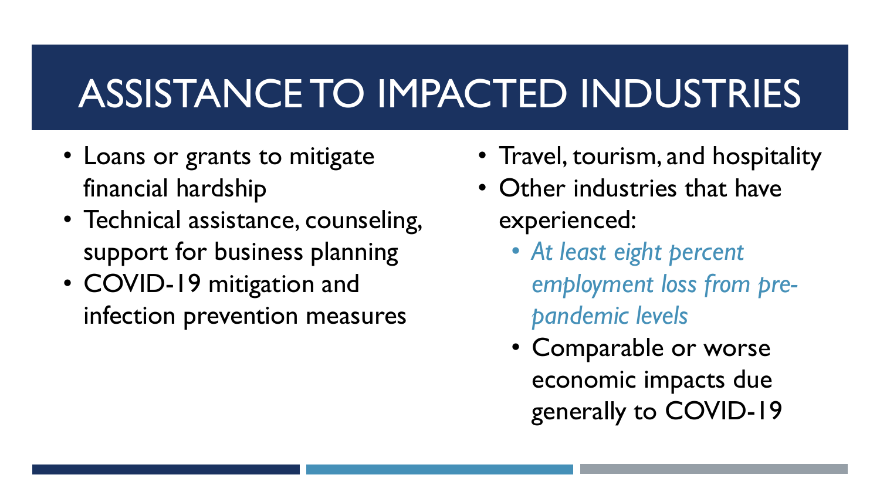# ASSISTANCE TO IMPACTED INDUSTRIES

- Loans or grants to mitigate financial hardship
- Technical assistance, counseling, support for business planning
- COVID-19 mitigation and infection prevention measures
- Travel, tourism, and hospitality
- Other industries that have experienced:
  - *At least eight percent employment loss from pre-pandemic levels*
  - Comparable or worse economic impacts due generally to COVID-19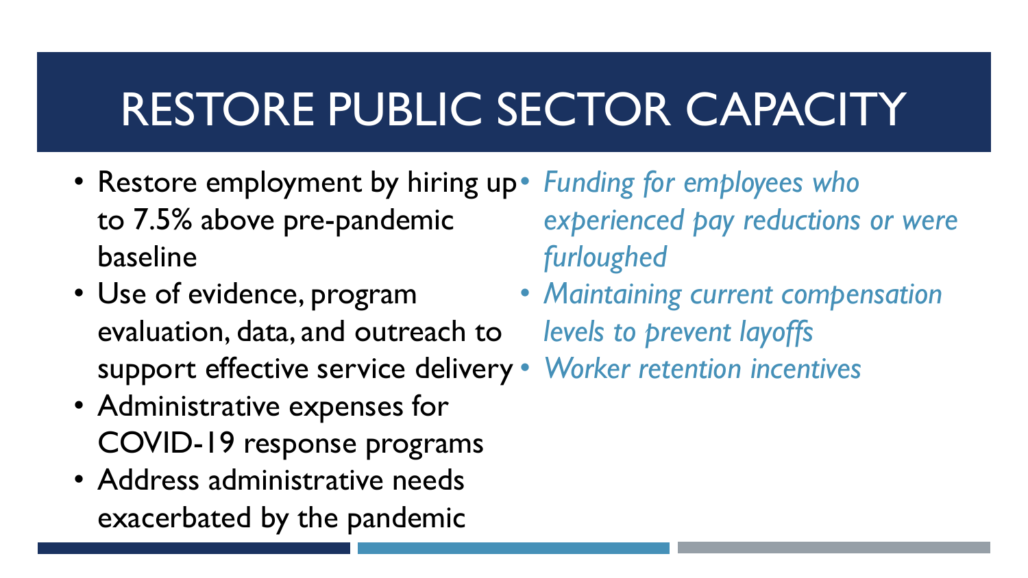# RESTORE PUBLIC SECTOR CAPACITY

- Restore employment by hiring up to 7.5% above pre-pandemic baseline
- Use of evidence, program evaluation, data, and outreach to support effective service delivery
- Administrative expenses for COVID-19 response programs
- Address administrative needs exacerbated by the pandemic

- *Funding for employees who experienced pay reductions or were furloughed*
- *Maintaining current compensation levels to prevent layoffs*
- *Worker retention incentives*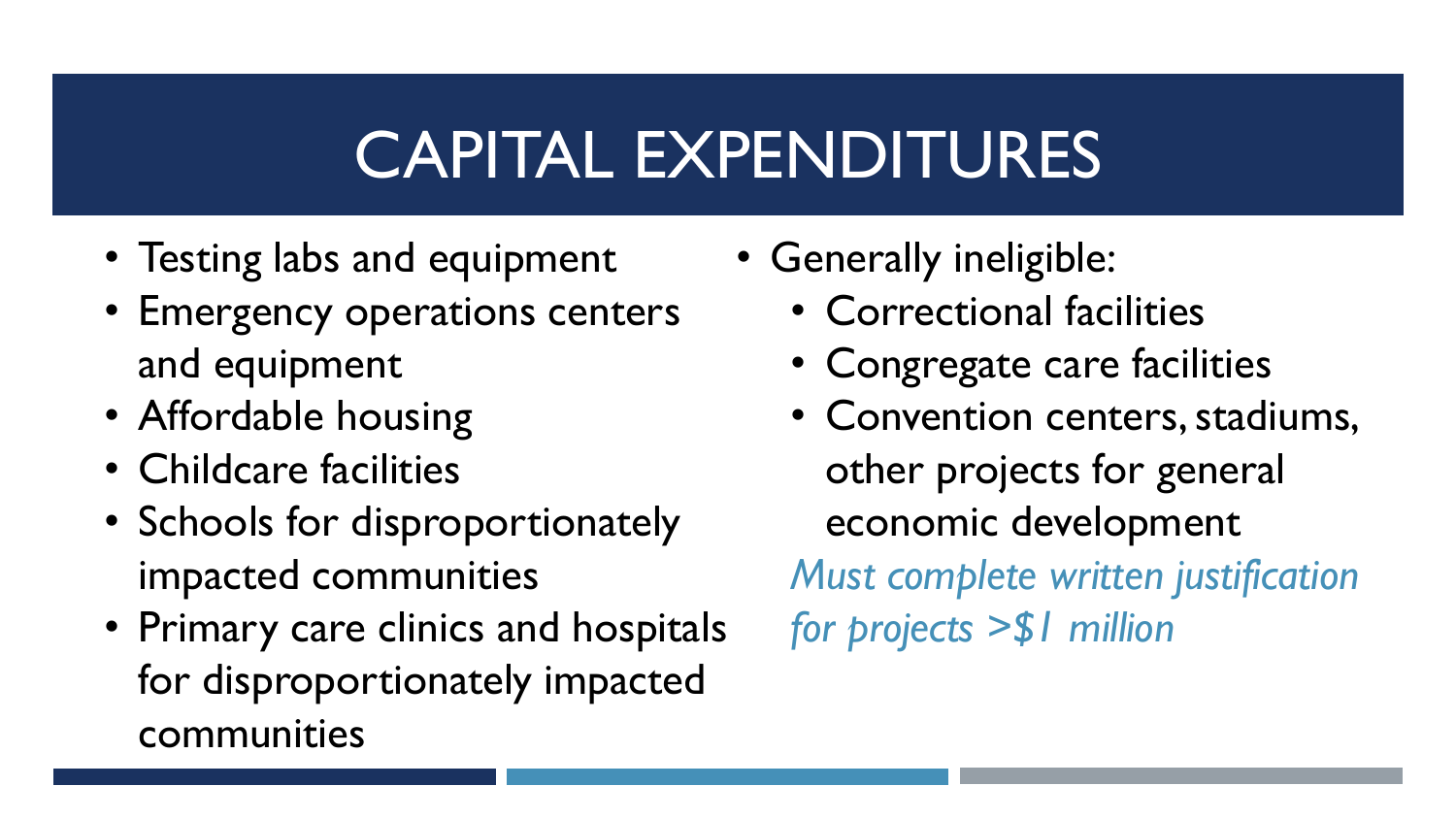# CAPITAL EXPENDITURES

- Testing labs and equipment
- Emergency operations centers and equipment
- Affordable housing
- Childcare facilities
- Schools for disproportionately impacted communities
- Primary care clinics and hospitals for disproportionately impacted communities

- Generally ineligible:
  - Correctional facilities
  - Congregate care facilities
  - Convention centers, stadiums, other projects for general economic development

  *Must complete written justification for projects >$1 million*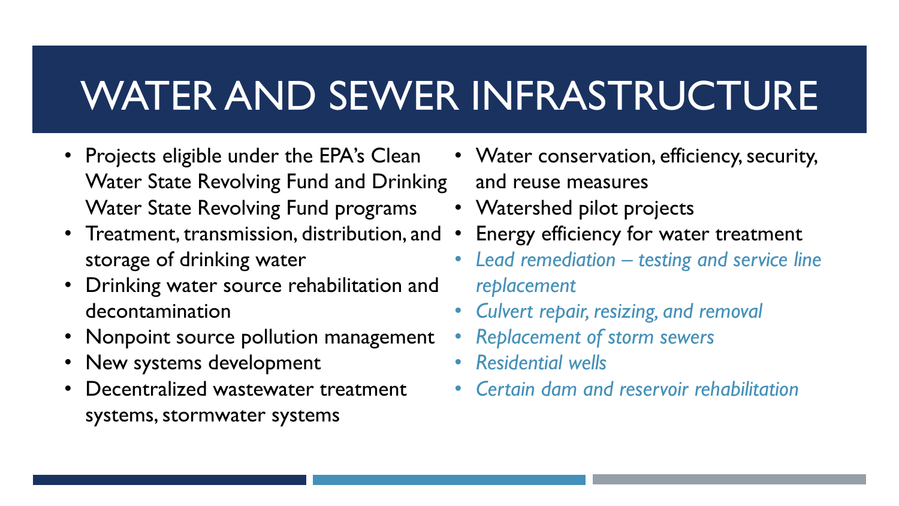# WATER AND SEWER INFRASTRUCTURE

- Projects eligible under the EPA's Clean Water State Revolving Fund and Drinking Water State Revolving Fund programs
- Treatment, transmission, distribution, and storage of drinking water
- Drinking water source rehabilitation and decontamination
- Nonpoint source pollution management
- New systems development
- Decentralized wastewater treatment systems, stormwater systems
- Water conservation, efficiency, security, and reuse measures
- Watershed pilot projects
- Energy efficiency for water treatment
- *Lead remediation – testing and service line replacement*
- *Culvert repair, resizing, and removal*
- *Replacement of storm sewers*
- *Residential wells*
- *Certain dam and reservoir rehabilitation*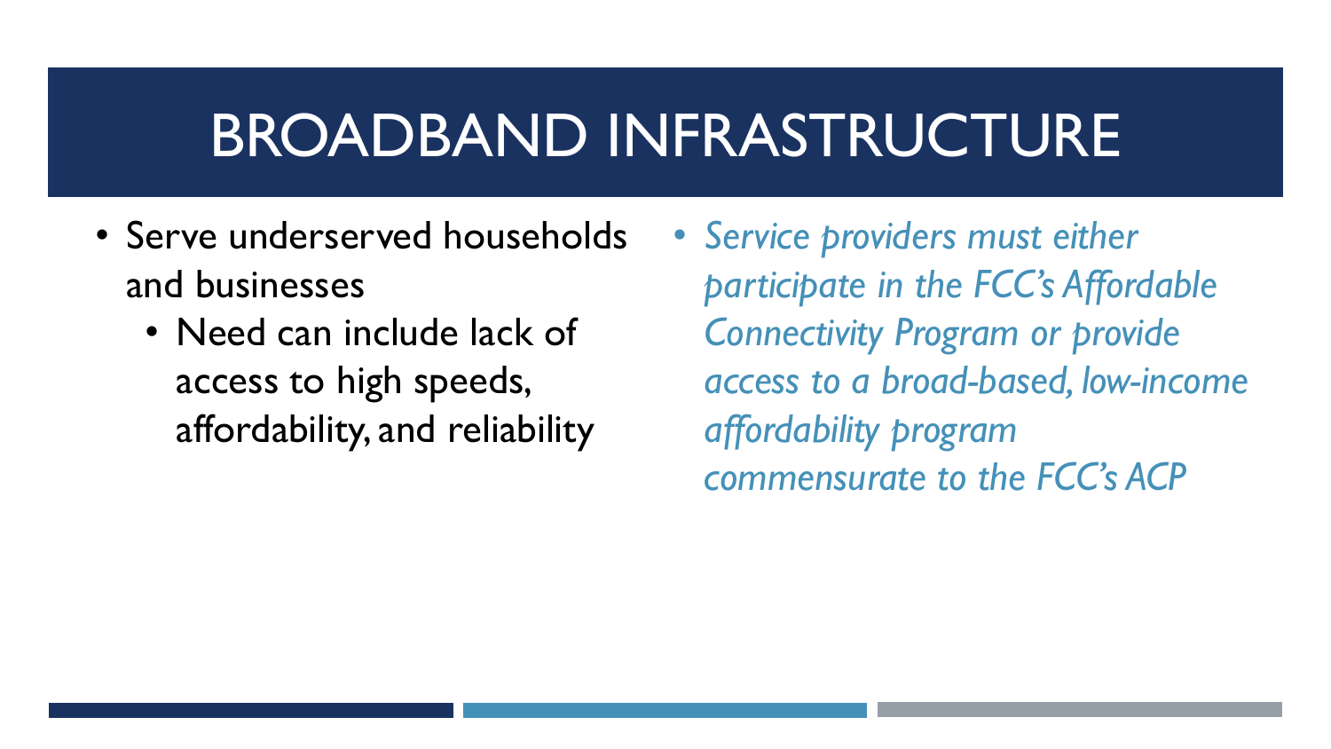# BROADBAND INFRASTRUCTURE

- Serve underserved households and businesses
  - Need can include lack of access to high speeds, affordability, and reliability

- *Service providers must either participate in the FCC's Affordable Connectivity Program or provide access to a broad-based, low-income affordability program commensurate to the FCC's ACP*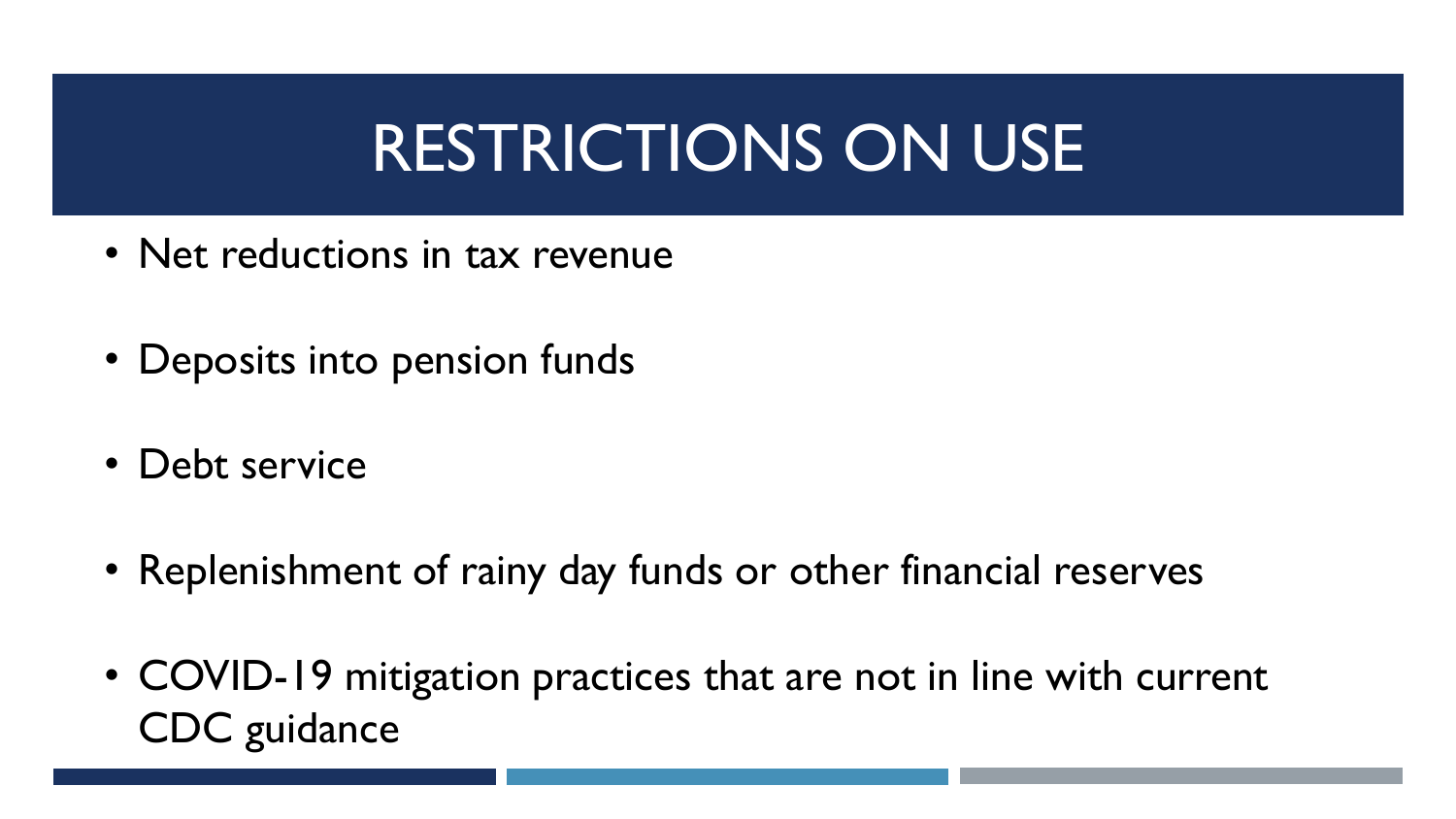# RESTRICTIONS ON USE

- Net reductions in tax revenue
- Deposits into pension funds
- Debt service
- Replenishment of rainy day funds or other financial reserves
- COVID-19 mitigation practices that are not in line with current CDC guidance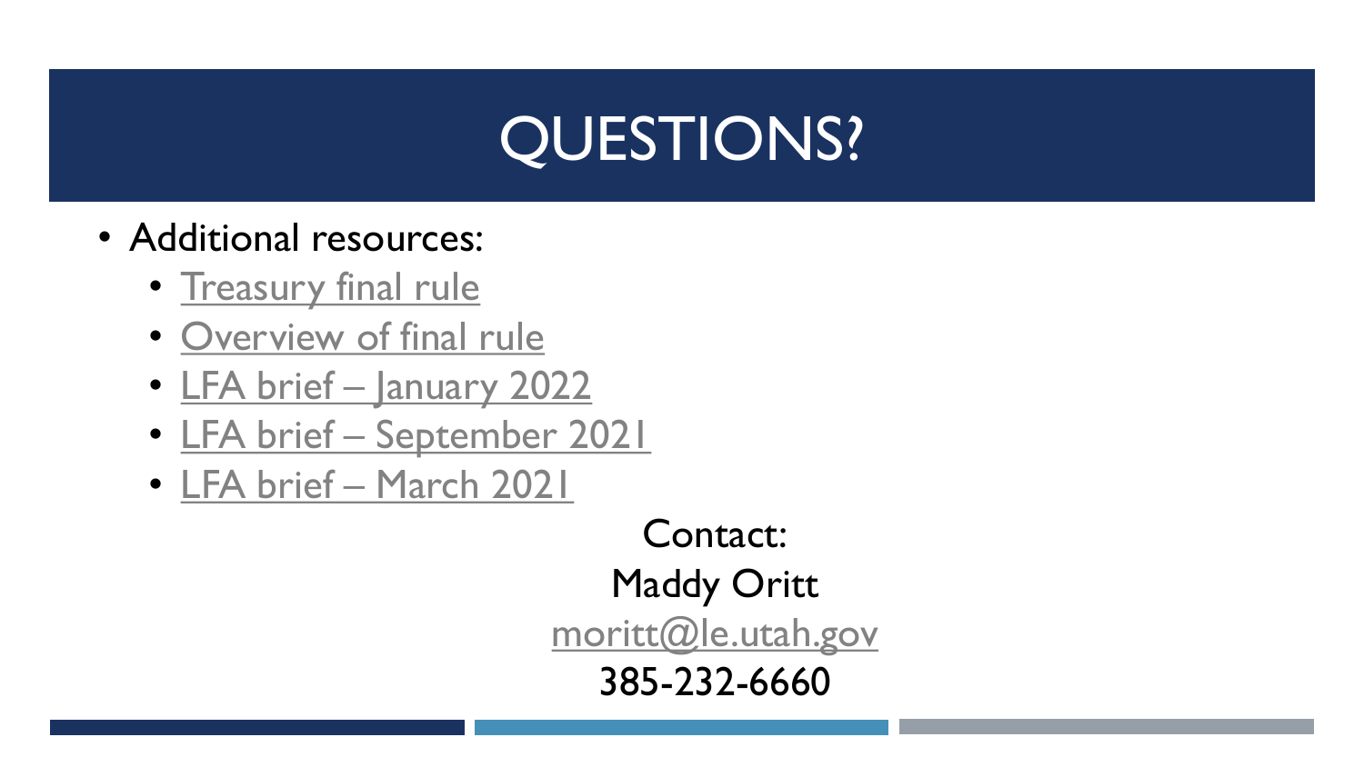# QUESTIONS?

- Additional resources:
  - Treasury final rule
  - Overview of final rule
  - LFA brief – January 2022
  - LFA brief – September 2021
  - LFA brief – March 2021

Contact:

Maddy Oritt

moritt@le.utah.gov

385-232-6660